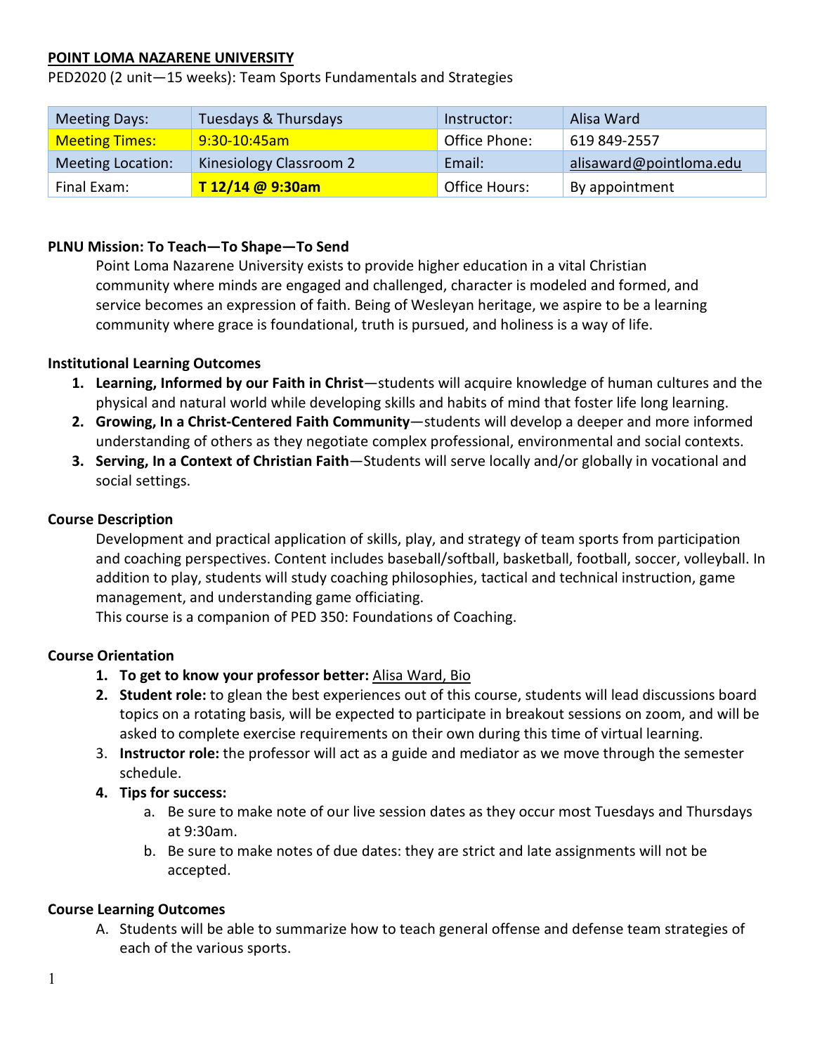**POINT LOMA NAZARENE UNIVERSITY**

PED2020 (2 unit—15 weeks): Team Sports Fundamentals and Strategies

| Meeting Days: | Tuesdays & Thursdays | Instructor: | Alisa Ward |
|---|---|---|---|
| Meeting Times: | 9:30-10:45am | Office Phone: | 619 849-2557 |
| Meeting Location: | Kinesiology Classroom 2 | Email: | alisaward@pointloma.edu |
| Final Exam: | **T 12/14 @ 9:30am** | Office Hours: | By appointment |

**PLNU Mission: To Teach—To Shape—To Send**

Point Loma Nazarene University exists to provide higher education in a vital Christian community where minds are engaged and challenged, character is modeled and formed, and service becomes an expression of faith. Being of Wesleyan heritage, we aspire to be a learning community where grace is foundational, truth is pursued, and holiness is a way of life.

**Institutional Learning Outcomes**

1. **Learning, Informed by our Faith in Christ**—students will acquire knowledge of human cultures and the physical and natural world while developing skills and habits of mind that foster life long learning.
2. **Growing, In a Christ-Centered Faith Community**—students will develop a deeper and more informed understanding of others as they negotiate complex professional, environmental and social contexts.
3. **Serving, In a Context of Christian Faith**—Students will serve locally and/or globally in vocational and social settings.

**Course Description**

Development and practical application of skills, play, and strategy of team sports from participation and coaching perspectives. Content includes baseball/softball, basketball, football, soccer, volleyball. In addition to play, students will study coaching philosophies, tactical and technical instruction, game management, and understanding game officiating.

This course is a companion of PED 350: Foundations of Coaching.

**Course Orientation**

1. **To get to know your professor better:** Alisa Ward, Bio
2. **Student role:** to glean the best experiences out of this course, students will lead discussions board topics on a rotating basis, will be expected to participate in breakout sessions on zoom, and will be asked to complete exercise requirements on their own during this time of virtual learning.
3. **Instructor role:** the professor will act as a guide and mediator as we move through the semester schedule.
4. **Tips for success:**
   a. Be sure to make note of our live session dates as they occur most Tuesdays and Thursdays at 9:30am.
   b. Be sure to make notes of due dates: they are strict and late assignments will not be accepted.

**Course Learning Outcomes**

A. Students will be able to summarize how to teach general offense and defense team strategies of each of the various sports.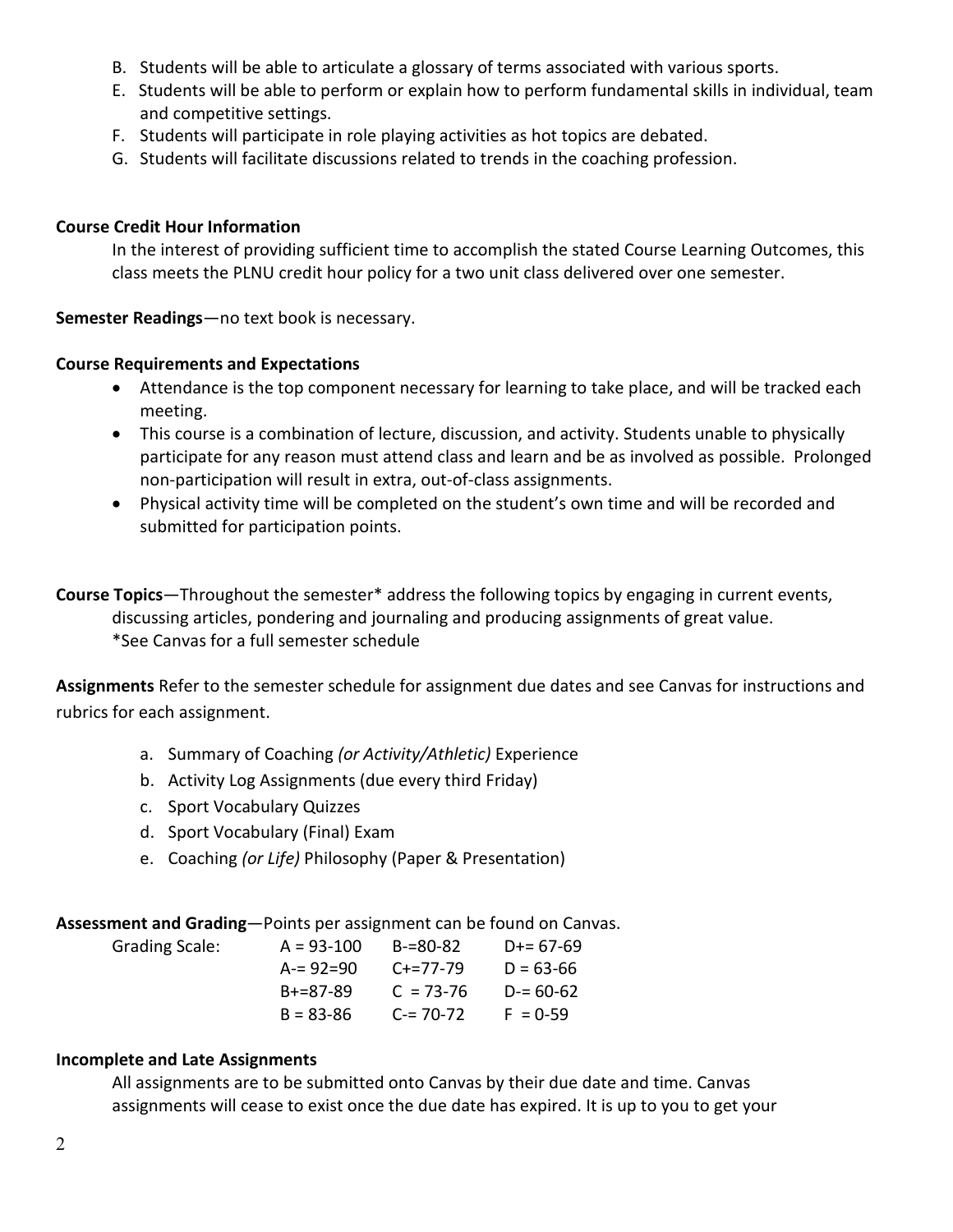B. Students will be able to articulate a glossary of terms associated with various sports.
E. Students will be able to perform or explain how to perform fundamental skills in individual, team and competitive settings.
F. Students will participate in role playing activities as hot topics are debated.
G. Students will facilitate discussions related to trends in the coaching profession.

**Course Credit Hour Information**

In the interest of providing sufficient time to accomplish the stated Course Learning Outcomes, this class meets the PLNU credit hour policy for a two unit class delivered over one semester.

**Semester Readings**—no text book is necessary.

**Course Requirements and Expectations**

- Attendance is the top component necessary for learning to take place, and will be tracked each meeting.
- This course is a combination of lecture, discussion, and activity. Students unable to physically participate for any reason must attend class and learn and be as involved as possible. Prolonged non-participation will result in extra, out-of-class assignments.
- Physical activity time will be completed on the student's own time and will be recorded and submitted for participation points.

**Course Topics**—Throughout the semester* address the following topics by engaging in current events, discussing articles, pondering and journaling and producing assignments of great value.
*See Canvas for a full semester schedule

**Assignments** Refer to the semester schedule for assignment due dates and see Canvas for instructions and rubrics for each assignment.

a. Summary of Coaching *(or Activity/Athletic)* Experience
b. Activity Log Assignments (due every third Friday)
c. Sport Vocabulary Quizzes
d. Sport Vocabulary (Final) Exam
e. Coaching *(or Life)* Philosophy (Paper & Presentation)

**Assessment and Grading**—Points per assignment can be found on Canvas.

| Grading Scale: | | | |
|---|---|---|---|
| | A = 93-100 | B-=80-82 | D+= 67-69 |
| | A-= 92=90 | C+=77-79 | D = 63-66 |
| | B+=87-89 | C = 73-76 | D-= 60-62 |
| | B = 83-86 | C-= 70-72 | F = 0-59 |

**Incomplete and Late Assignments**

All assignments are to be submitted onto Canvas by their due date and time. Canvas assignments will cease to exist once the due date has expired. It is up to you to get your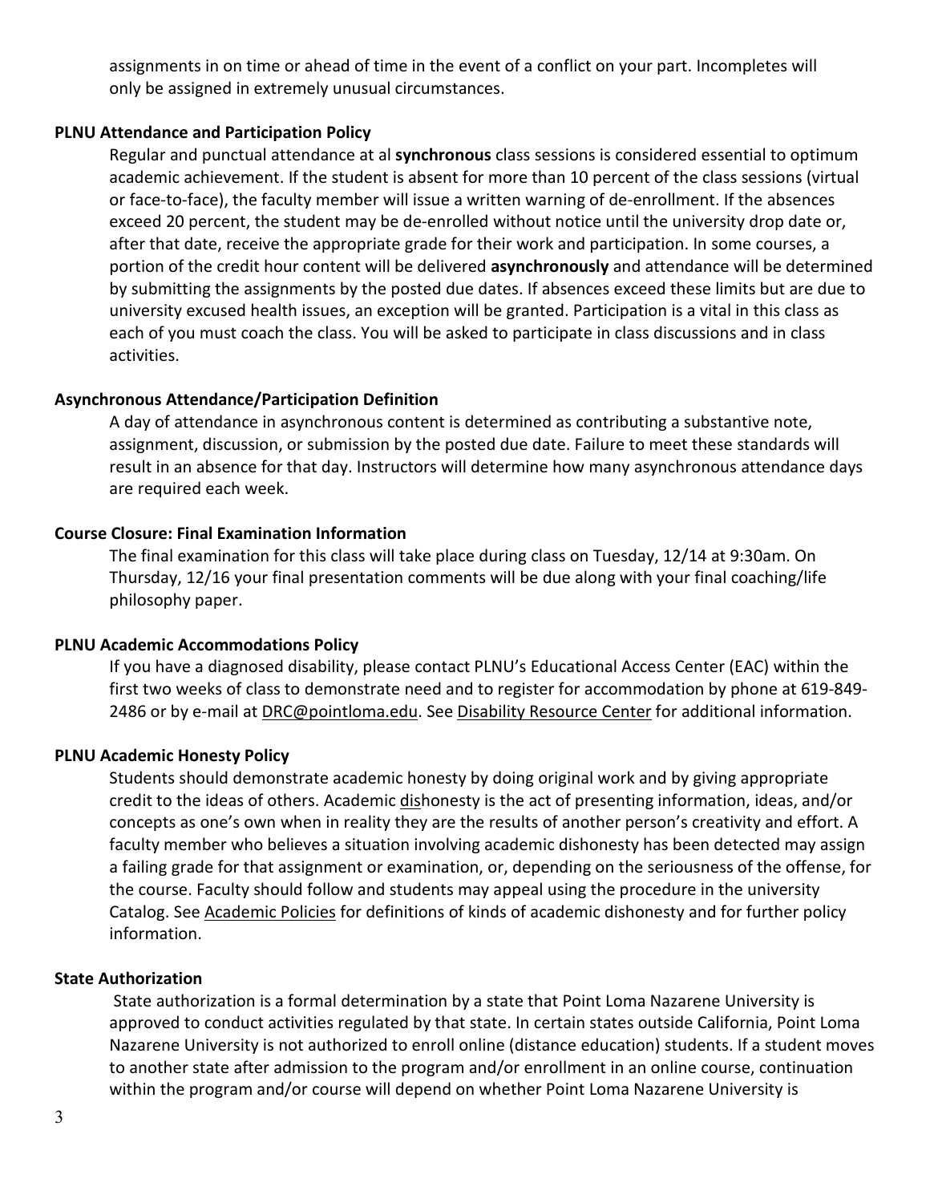assignments in on time or ahead of time in the event of a conflict on your part. Incompletes will only be assigned in extremely unusual circumstances.

**PLNU Attendance and Participation Policy**

Regular and punctual attendance at al **synchronous** class sessions is considered essential to optimum academic achievement. If the student is absent for more than 10 percent of the class sessions (virtual or face-to-face), the faculty member will issue a written warning of de-enrollment. If the absences exceed 20 percent, the student may be de-enrolled without notice until the university drop date or, after that date, receive the appropriate grade for their work and participation. In some courses, a portion of the credit hour content will be delivered **asynchronously** and attendance will be determined by submitting the assignments by the posted due dates. If absences exceed these limits but are due to university excused health issues, an exception will be granted. Participation is a vital in this class as each of you must coach the class. You will be asked to participate in class discussions and in class activities.

**Asynchronous Attendance/Participation Definition**

A day of attendance in asynchronous content is determined as contributing a substantive note, assignment, discussion, or submission by the posted due date. Failure to meet these standards will result in an absence for that day. Instructors will determine how many asynchronous attendance days are required each week.

**Course Closure: Final Examination Information**

The final examination for this class will take place during class on Tuesday, 12/14 at 9:30am. On Thursday, 12/16 your final presentation comments will be due along with your final coaching/life philosophy paper.

**PLNU Academic Accommodations Policy**

If you have a diagnosed disability, please contact PLNU's Educational Access Center (EAC) within the first two weeks of class to demonstrate need and to register for accommodation by phone at 619-849-2486 or by e-mail at DRC@pointloma.edu. See Disability Resource Center for additional information.

**PLNU Academic Honesty Policy**

Students should demonstrate academic honesty by doing original work and by giving appropriate credit to the ideas of others. Academic dishonesty is the act of presenting information, ideas, and/or concepts as one's own when in reality they are the results of another person's creativity and effort. A faculty member who believes a situation involving academic dishonesty has been detected may assign a failing grade for that assignment or examination, or, depending on the seriousness of the offense, for the course. Faculty should follow and students may appeal using the procedure in the university Catalog. See Academic Policies for definitions of kinds of academic dishonesty and for further policy information.

**State Authorization**

State authorization is a formal determination by a state that Point Loma Nazarene University is approved to conduct activities regulated by that state. In certain states outside California, Point Loma Nazarene University is not authorized to enroll online (distance education) students. If a student moves to another state after admission to the program and/or enrollment in an online course, continuation within the program and/or course will depend on whether Point Loma Nazarene University is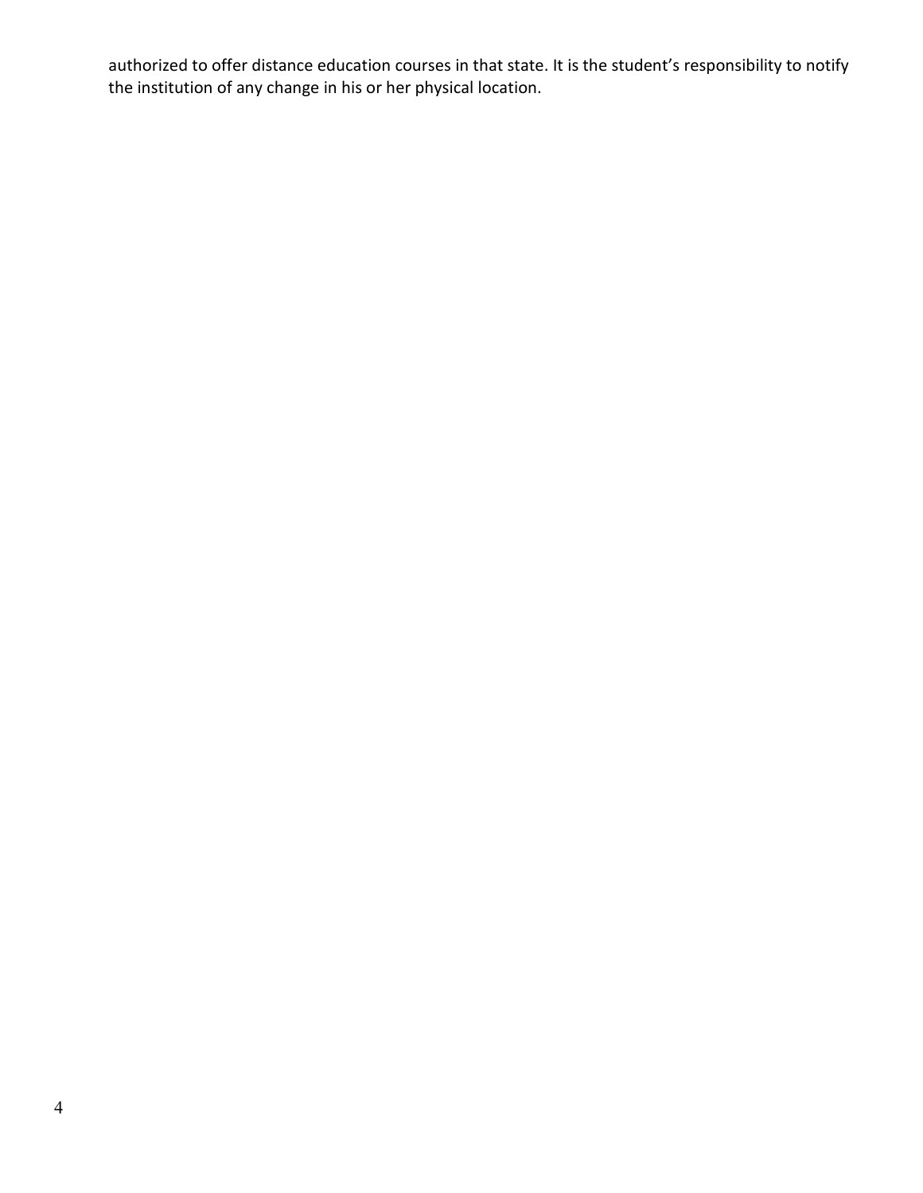authorized to offer distance education courses in that state. It is the student's responsibility to notify the institution of any change in his or her physical location.